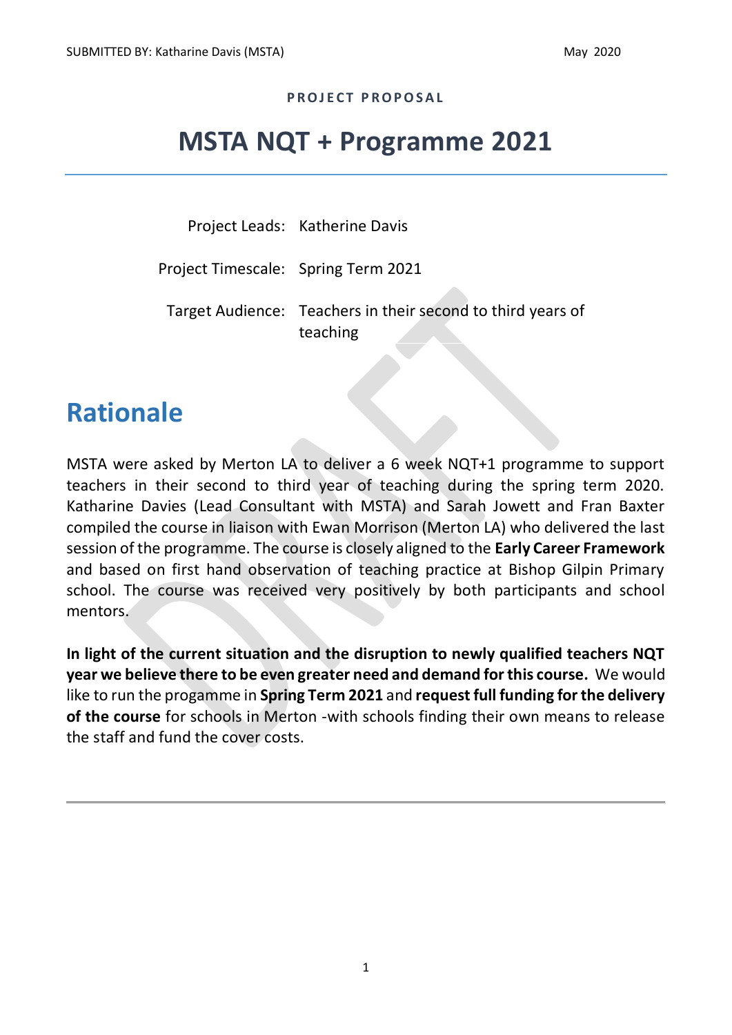SUBMITTED BY: Katharine Davis (MSTA) May 2020

**PROJECT PROPOSAL**

# MSTA NQT + Programme 2021

Project Leads: Katherine Davis

Project Timescale: Spring Term 2021

Target Audience: Teachers in their second to third years of teaching

## Rationale

MSTA were asked by Merton LA to deliver a 6 week NQT+1 programme to support teachers in their second to third year of teaching during the spring term 2020. Katharine Davies (Lead Consultant with MSTA) and Sarah Jowett and Fran Baxter compiled the course in liaison with Ewan Morrison (Merton LA) who delivered the last session of the programme. The course is closely aligned to the **Early Career Framework** and based on first hand observation of teaching practice at Bishop Gilpin Primary school. The course was received very positively by both participants and school mentors.

**In light of the current situation and the disruption to newly qualified teachers NQT year we believe there to be even greater need and demand for this course.** We would like to run the progamme in **Spring Term 2021** and **request full funding for the delivery of the course** for schools in Merton -with schools finding their own means to release the staff and fund the cover costs.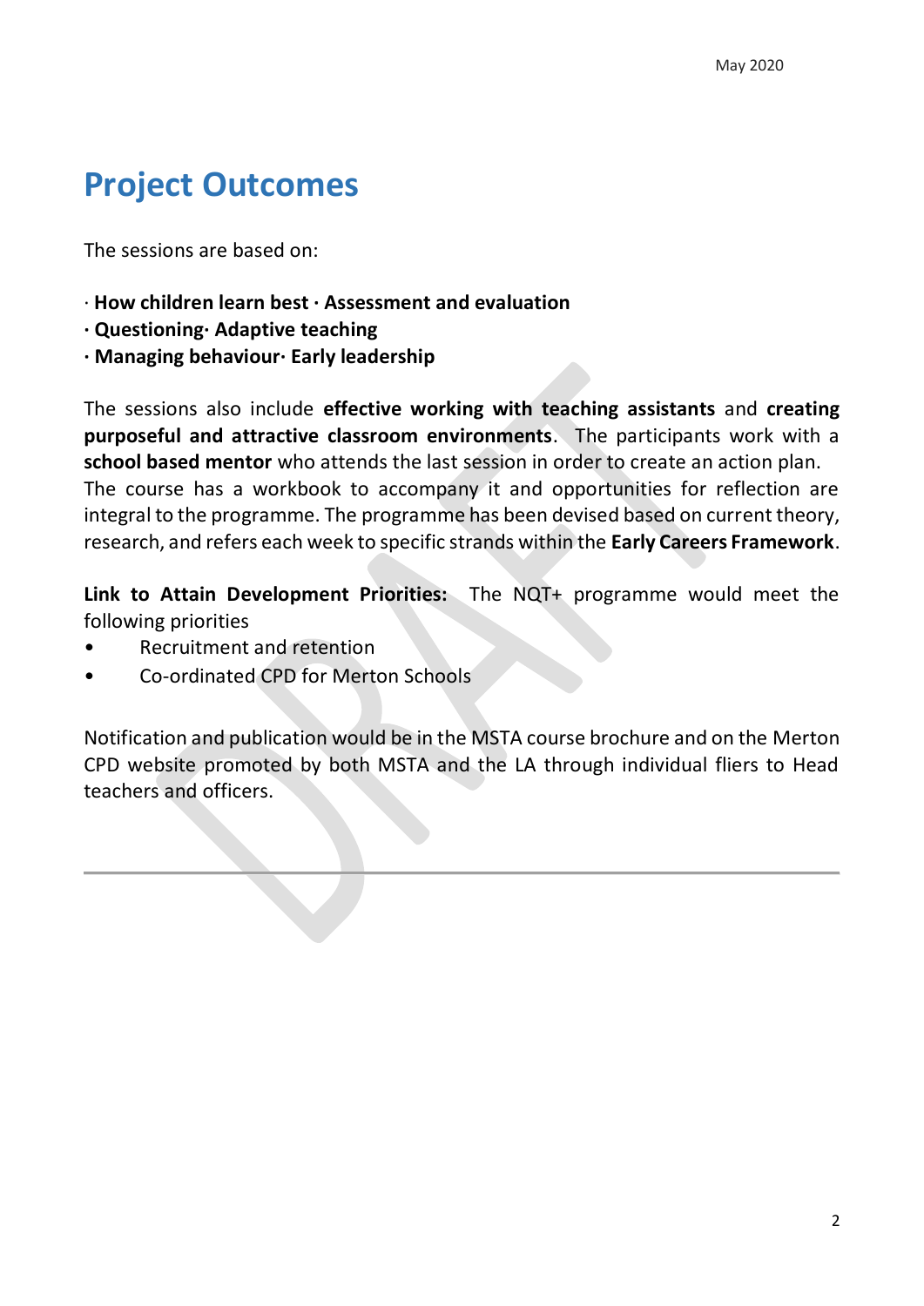# Project Outcomes

The sessions are based on:

· **How children learn best · Assessment and evaluation**
· **Questioning· Adaptive teaching**
· **Managing behaviour· Early leadership**

The sessions also include **effective working with teaching assistants** and **creating purposeful and attractive classroom environments**. The participants work with a **school based mentor** who attends the last session in order to create an action plan. The course has a workbook to accompany it and opportunities for reflection are integral to the programme. The programme has been devised based on current theory, research, and refers each week to specific strands within the **Early Careers Framework**.

**Link to Attain Development Priorities:** The NQT+ programme would meet the following priorities

- Recruitment and retention
- Co-ordinated CPD for Merton Schools

Notification and publication would be in the MSTA course brochure and on the Merton CPD website promoted by both MSTA and the LA through individual fliers to Head teachers and officers.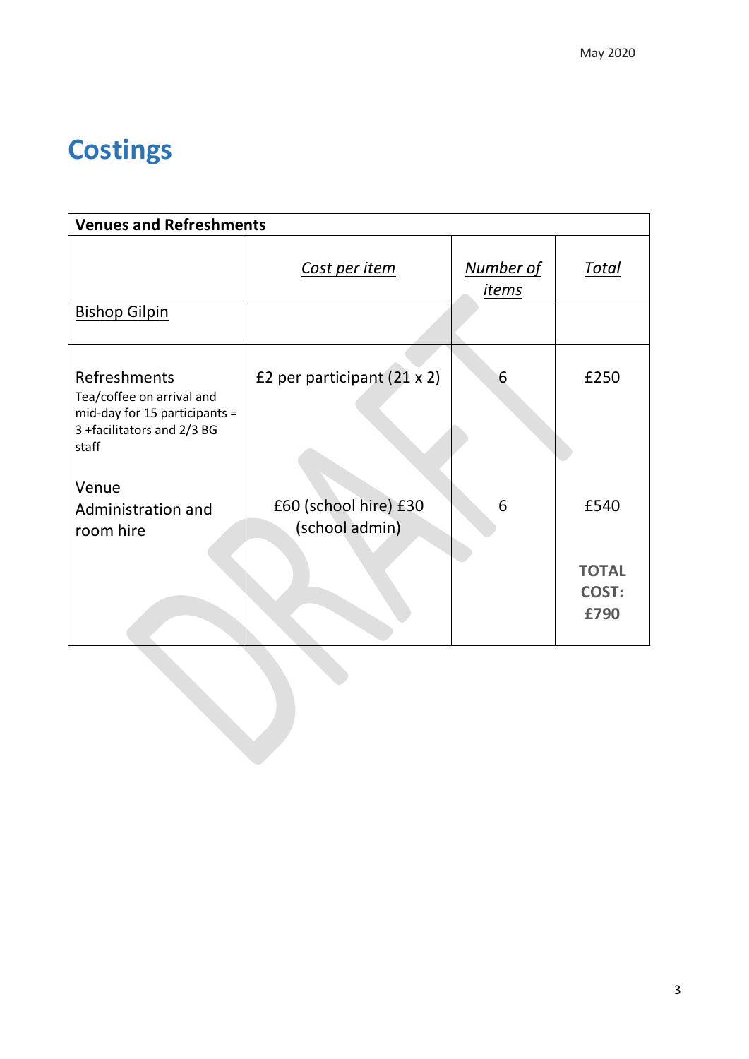# Costings

| Venues and Refreshments | | | |
|---|---|---|---|
| | *Cost per item* | *Number of items* | *Total* |
| Bishop Gilpin | | | |
| Refreshments<br>Tea/coffee on arrival and mid-day for 15 participants = 3 +facilitators and 2/3 BG staff | £2 per participant (21 x 2) | 6 | £250 |
| Venue<br>Administration and room hire | £60 (school hire) £30 (school admin) | 6 | £540 |
| | | | **TOTAL COST: £790** |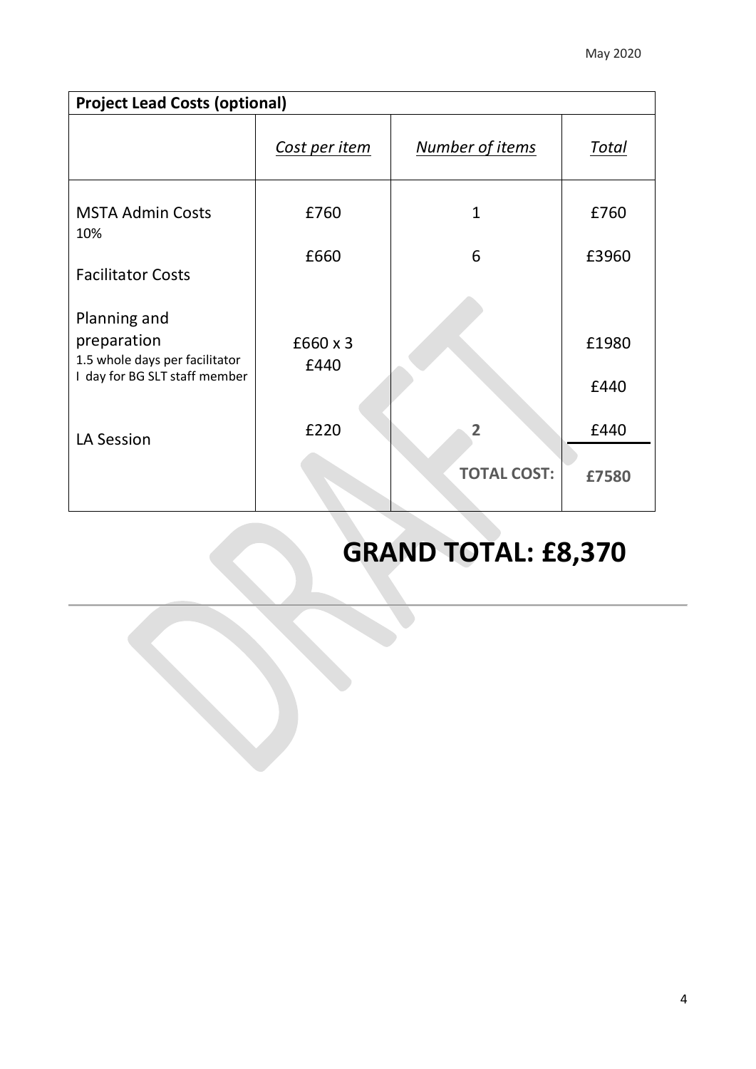| **Project Lead Costs (optional)** | | | |
|---|---|---|---|
| | *Cost per item* | *Number of items* | *Total* |
| MSTA Admin Costs<br>10% | £760 | 1 | £760 |
| Facilitator Costs | £660 | 6 | £3960 |
| Planning and preparation<br>1.5 whole days per facilitator<br>I day for BG SLT staff member | £660 x 3<br>£440 | | £1980<br>£440 |
| LA Session | £220 | 2 | £440 |
| | | **TOTAL COST:** | **£7580** |

# GRAND TOTAL: £8,370

---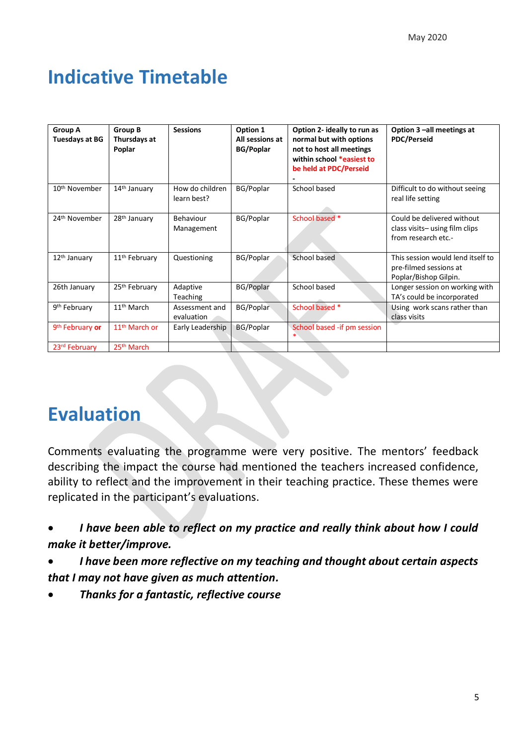May 2020

# Indicative Timetable

| Group A Tuesdays at BG | Group B Thursdays at Poplar | Sessions | Option 1 All sessions at BG/Poplar | Option 2- ideally to run as normal but with options not to host all meetings within school *easiest to be held at PDC/Perseid - | Option 3 –all meetings at PDC/Perseid |
|---|---|---|---|---|---|
| 10th November | 14th January | How do children learn best? | BG/Poplar | School based | Difficult to do without seeing real life setting |
| 24th November | 28th January | Behaviour Management | BG/Poplar | School based * | Could be delivered without class visits– using film clips from research etc.- |
| 12th January | 11th February | Questioning | BG/Poplar | School based | This session would lend itself to pre-filmed sessions at Poplar/Bishop Gilpin. |
| 26th January | 25th February | Adaptive Teaching | BG/Poplar | School based | Longer session on working with TA's could be incorporated |
| 9th February | 11th March | Assessment and evaluation | BG/Poplar | School based * | Using work scans rather than class visits |
| 9th February **or** | 11th March or | Early Leadership | BG/Poplar | School based -if pm session * | |
| 23rd February | 25th March | | | | |

# Evaluation

Comments evaluating the programme were very positive. The mentors' feedback describing the impact the course had mentioned the teachers increased confidence, ability to reflect and the improvement in their teaching practice. These themes were replicated in the participant's evaluations.

- ***I have been able to reflect on my practice and really think about how I could make it better/improve.***
- ***I have been more reflective on my teaching and thought about certain aspects that I may not have given as much attention.***
- ***Thanks for a fantastic, reflective course***